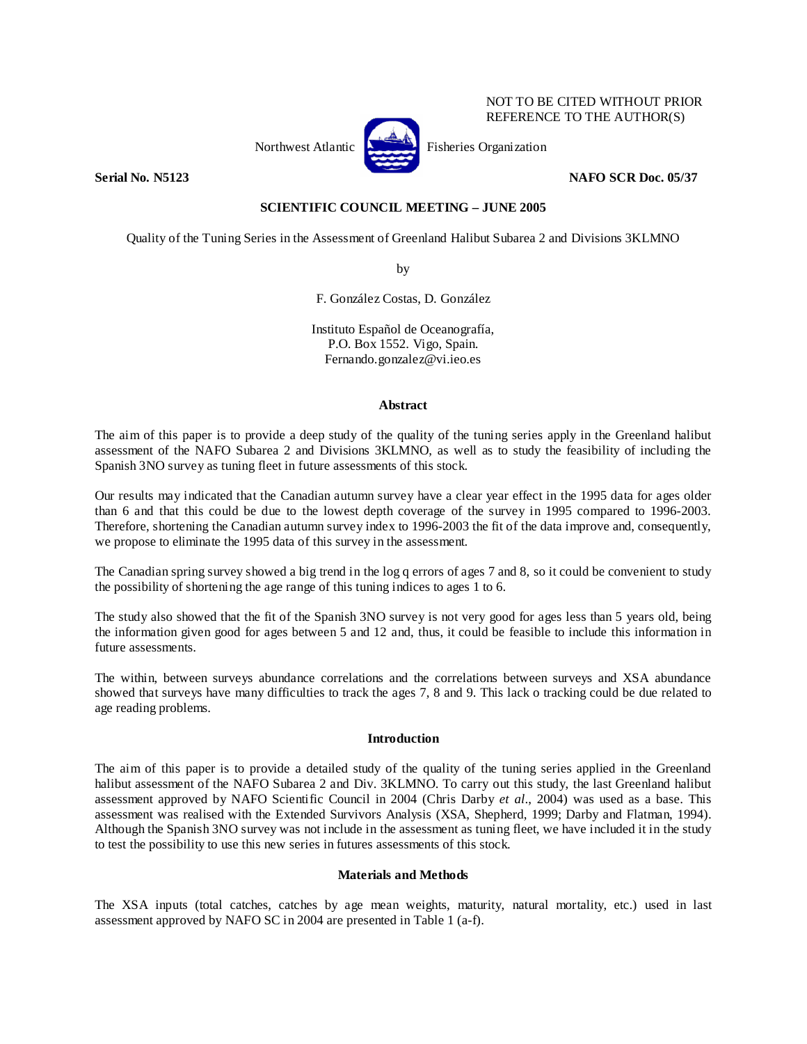NOT TO BE CITED WITHOUT PRIOR REFERENCE TO THE AUTHOR(S)

Northwest Atlantic Fisheries Organization

**Serial No. N5123** **NAFO SCR Doc. 05/37**

**SCIENTIFIC COUNCIL MEETING – JUNE 2005**

# Quality of the Tuning Series in the Assessment of Greenland Halibut Subarea 2 and Divisions 3KLMNO

by

F. González Costas, D. González

Instituto Español de Oceanografía,
P.O. Box 1552. Vigo, Spain.
Fernando.gonzalez@vi.ieo.es

## Abstract

The aim of this paper is to provide a deep study of the quality of the tuning series apply in the Greenland halibut assessment of the NAFO Subarea 2 and Divisions 3KLMNO, as well as to study the feasibility of including the Spanish 3NO survey as tuning fleet in future assessments of this stock.

Our results may indicated that the Canadian autumn survey have a clear year effect in the 1995 data for ages older than 6 and that this could be due to the lowest depth coverage of the survey in 1995 compared to 1996-2003. Therefore, shortening the Canadian autumn survey index to 1996-2003 the fit of the data improve and, consequently, we propose to eliminate the 1995 data of this survey in the assessment.

The Canadian spring survey showed a big trend in the log q errors of ages 7 and 8, so it could be convenient to study the possibility of shortening the age range of this tuning indices to ages 1 to 6.

The study also showed that the fit of the Spanish 3NO survey is not very good for ages less than 5 years old, being the information given good for ages between 5 and 12 and, thus, it could be feasible to include this information in future assessments.

The within, between surveys abundance correlations and the correlations between surveys and XSA abundance showed that surveys have many difficulties to track the ages 7, 8 and 9. This lack o tracking could be due related to age reading problems.

## Introduction

The aim of this paper is to provide a detailed study of the quality of the tuning series applied in the Greenland halibut assessment of the NAFO Subarea 2 and Div. 3KLMNO. To carry out this study, the last Greenland halibut assessment approved by NAFO Scientific Council in 2004 (Chris Darby *et al*., 2004) was used as a base. This assessment was realised with the Extended Survivors Analysis (XSA, Shepherd, 1999; Darby and Flatman, 1994). Although the Spanish 3NO survey was not include in the assessment as tuning fleet, we have included it in the study to test the possibility to use this new series in futures assessments of this stock.

## Materials and Methods

The XSA inputs (total catches, catches by age mean weights, maturity, natural mortality, etc.) used in last assessment approved by NAFO SC in 2004 are presented in Table 1 (a-f).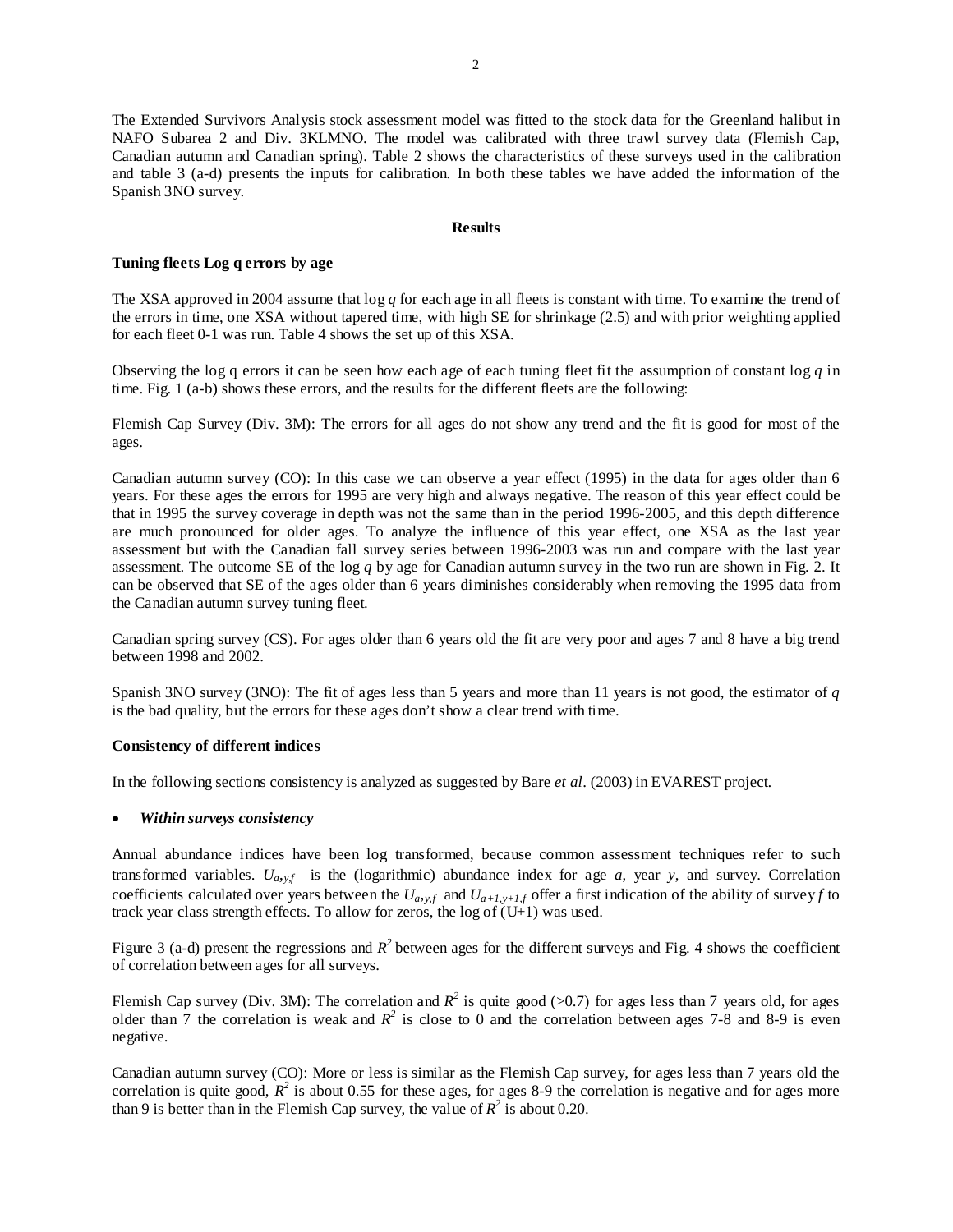The Extended Survivors Analysis stock assessment model was fitted to the stock data for the Greenland halibut in NAFO Subarea 2 and Div. 3KLMNO. The model was calibrated with three trawl survey data (Flemish Cap, Canadian autumn and Canadian spring). Table 2 shows the characteristics of these surveys used in the calibration and table 3 (a-d) presents the inputs for calibration. In both these tables we have added the information of the Spanish 3NO survey.

**Results**

**Tuning fleets Log q errors by age**

The XSA approved in 2004 assume that log *q* for each age in all fleets is constant with time. To examine the trend of the errors in time, one XSA without tapered time, with high SE for shrinkage (2.5) and with prior weighting applied for each fleet 0-1 was run. Table 4 shows the set up of this XSA.

Observing the log q errors it can be seen how each age of each tuning fleet fit the assumption of constant log *q* in time. Fig. 1 (a-b) shows these errors, and the results for the different fleets are the following:

Flemish Cap Survey (Div. 3M): The errors for all ages do not show any trend and the fit is good for most of the ages.

Canadian autumn survey (CO): In this case we can observe a year effect (1995) in the data for ages older than 6 years. For these ages the errors for 1995 are very high and always negative. The reason of this year effect could be that in 1995 the survey coverage in depth was not the same than in the period 1996-2005, and this depth difference are much pronounced for older ages. To analyze the influence of this year effect, one XSA as the last year assessment but with the Canadian fall survey series between 1996-2003 was run and compare with the last year assessment. The outcome SE of the log *q* by age for Canadian autumn survey in the two run are shown in Fig. 2. It can be observed that SE of the ages older than 6 years diminishes considerably when removing the 1995 data from the Canadian autumn survey tuning fleet.

Canadian spring survey (CS). For ages older than 6 years old the fit are very poor and ages 7 and 8 have a big trend between 1998 and 2002.

Spanish 3NO survey (3NO): The fit of ages less than 5 years and more than 11 years is not good, the estimator of *q* is the bad quality, but the errors for these ages don't show a clear trend with time.

**Consistency of different indices**

In the following sections consistency is analyzed as suggested by Bare *et al*. (2003) in EVAREST project.

- ***Within surveys consistency***

Annual abundance indices have been log transformed, because common assessment techniques refer to such transformed variables. $U_{a,y,f}$ is the (logarithmic) abundance index for age *a*, year *y*, and survey. Correlation coefficients calculated over years between the $U_{a,y,f}$ and $U_{a+1,y+1,f}$ offer a first indication of the ability of survey *f* to track year class strength effects. To allow for zeros, the log of (U+1) was used.

Figure 3 (a-d) present the regressions and $R^2$ between ages for the different surveys and Fig. 4 shows the coefficient of correlation between ages for all surveys.

Flemish Cap survey (Div. 3M): The correlation and $R^2$ is quite good (>0.7) for ages less than 7 years old, for ages older than 7 the correlation is weak and $R^2$ is close to 0 and the correlation between ages 7-8 and 8-9 is even negative.

Canadian autumn survey (CO): More or less is similar as the Flemish Cap survey, for ages less than 7 years old the correlation is quite good, $R^2$ is about 0.55 for these ages, for ages 8-9 the correlation is negative and for ages more than 9 is better than in the Flemish Cap survey, the value of $R^2$ is about 0.20.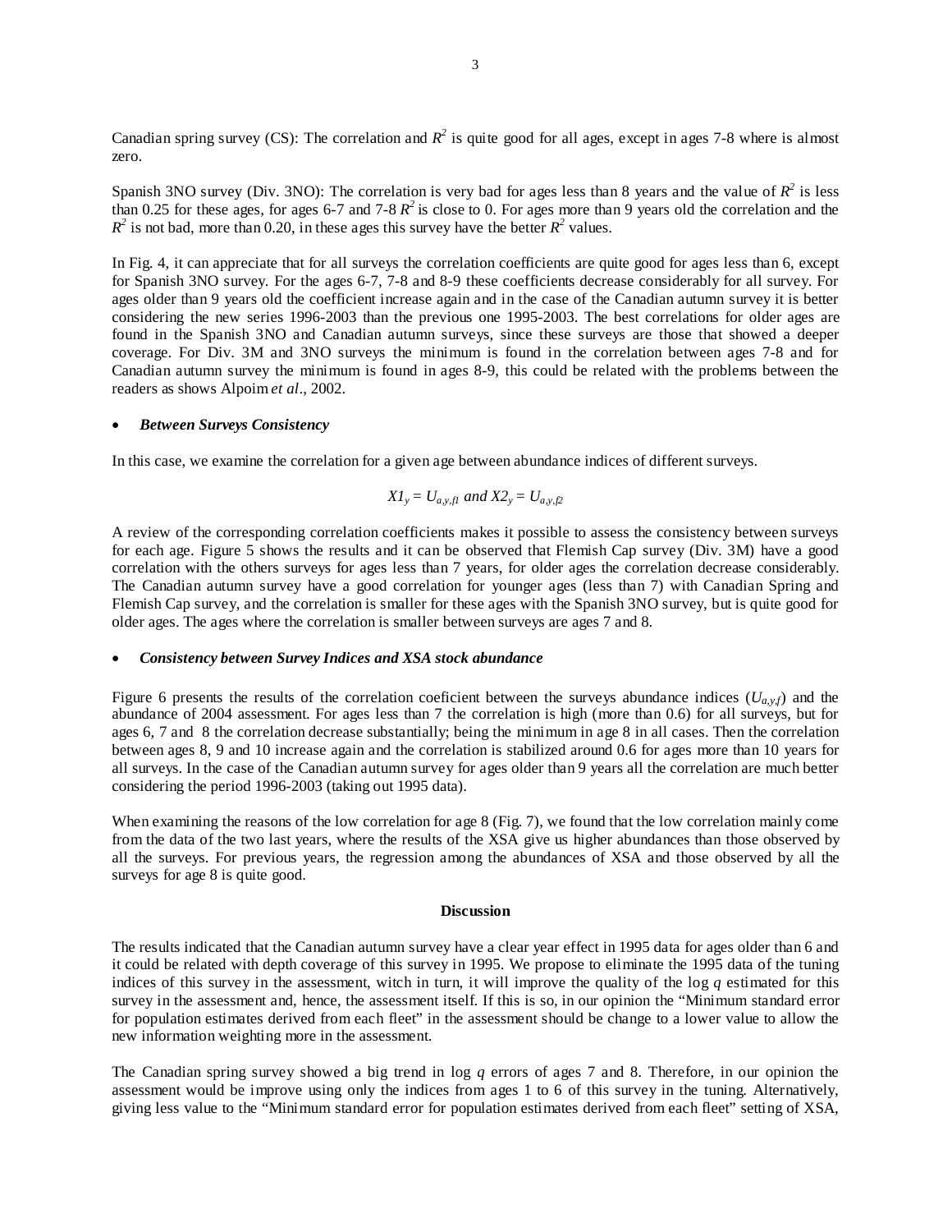Canadian spring survey (CS): The correlation and $R^2$ is quite good for all ages, except in ages 7-8 where is almost zero.

Spanish 3NO survey (Div. 3NO): The correlation is very bad for ages less than 8 years and the value of $R^2$ is less than 0.25 for these ages, for ages 6-7 and 7-8 $R^2$ is close to 0. For ages more than 9 years old the correlation and the $R^2$ is not bad, more than 0.20, in these ages this survey have the better $R^2$ values.

In Fig. 4, it can appreciate that for all surveys the correlation coefficients are quite good for ages less than 6, except for Spanish 3NO survey. For the ages 6-7, 7-8 and 8-9 these coefficients decrease considerably for all survey. For ages older than 9 years old the coefficient increase again and in the case of the Canadian autumn survey it is better considering the new series 1996-2003 than the previous one 1995-2003. The best correlations for older ages are found in the Spanish 3NO and Canadian autumn surveys, since these surveys are those that showed a deeper coverage. For Div. 3M and 3NO surveys the minimum is found in the correlation between ages 7-8 and for Canadian autumn survey the minimum is found in ages 8-9, this could be related with the problems between the readers as shows Alpoim *et al*., 2002.

- ***Between Surveys Consistency***

In this case, we examine the correlation for a given age between abundance indices of different surveys.

$$X1_y = U_{a,y,f1} \text{ and } X2_y = U_{a,y,f2}$$

A review of the corresponding correlation coefficients makes it possible to assess the consistency between surveys for each age. Figure 5 shows the results and it can be observed that Flemish Cap survey (Div. 3M) have a good correlation with the others surveys for ages less than 7 years, for older ages the correlation decrease considerably. The Canadian autumn survey have a good correlation for younger ages (less than 7) with Canadian Spring and Flemish Cap survey, and the correlation is smaller for these ages with the Spanish 3NO survey, but is quite good for older ages. The ages where the correlation is smaller between surveys are ages 7 and 8.

- ***Consistency between Survey Indices and XSA stock abundance***

Figure 6 presents the results of the correlation coeficient between the surveys abundance indices ($U_{a,y,f}$) and the abundance of 2004 assessment. For ages less than 7 the correlation is high (more than 0.6) for all surveys, but for ages 6, 7 and 8 the correlation decrease substantially; being the minimum in age 8 in all cases. Then the correlation between ages 8, 9 and 10 increase again and the correlation is stabilized around 0.6 for ages more than 10 years for all surveys. In the case of the Canadian autumn survey for ages older than 9 years all the correlation are much better considering the period 1996-2003 (taking out 1995 data).

When examining the reasons of the low correlation for age 8 (Fig. 7), we found that the low correlation mainly come from the data of the two last years, where the results of the XSA give us higher abundances than those observed by all the surveys. For previous years, the regression among the abundances of XSA and those observed by all the surveys for age 8 is quite good.

**Discussion**

The results indicated that the Canadian autumn survey have a clear year effect in 1995 data for ages older than 6 and it could be related with depth coverage of this survey in 1995. We propose to eliminate the 1995 data of the tuning indices of this survey in the assessment, witch in turn, it will improve the quality of the log $q$ estimated for this survey in the assessment and, hence, the assessment itself. If this is so, in our opinion the "Minimum standard error for population estimates derived from each fleet" in the assessment should be change to a lower value to allow the new information weighting more in the assessment.

The Canadian spring survey showed a big trend in log $q$ errors of ages 7 and 8. Therefore, in our opinion the assessment would be improve using only the indices from ages 1 to 6 of this survey in the tuning. Alternatively, giving less value to the "Minimum standard error for population estimates derived from each fleet" setting of XSA,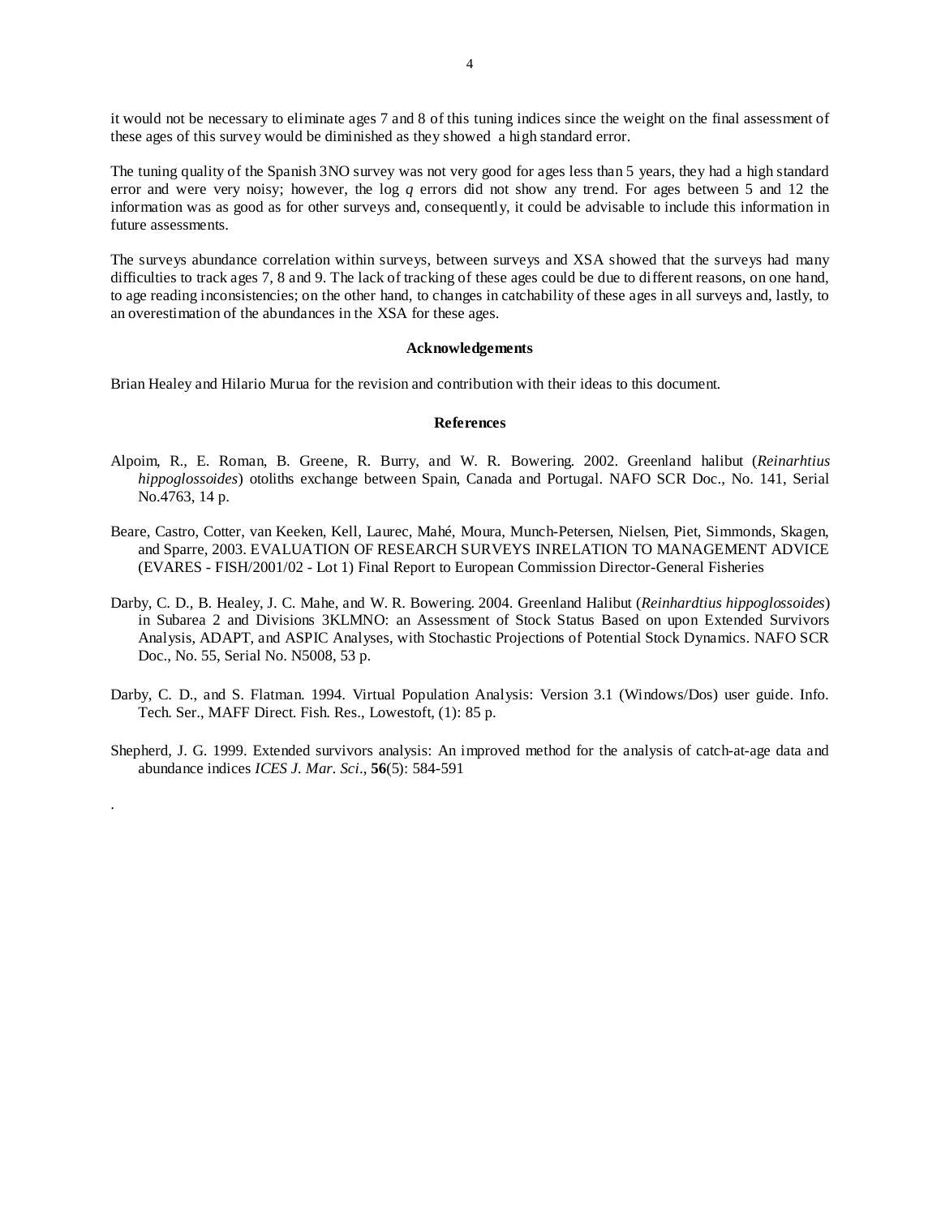it would not be necessary to eliminate ages 7 and 8 of this tuning indices since the weight on the final assessment of these ages of this survey would be diminished as they showed a high standard error.

The tuning quality of the Spanish 3NO survey was not very good for ages less than 5 years, they had a high standard error and were very noisy; however, the log *q* errors did not show any trend. For ages between 5 and 12 the information was as good as for other surveys and, consequently, it could be advisable to include this information in future assessments.

The surveys abundance correlation within surveys, between surveys and XSA showed that the surveys had many difficulties to track ages 7, 8 and 9. The lack of tracking of these ages could be due to different reasons, on one hand, to age reading inconsistencies; on the other hand, to changes in catchability of these ages in all surveys and, lastly, to an overestimation of the abundances in the XSA for these ages.

## Acknowledgements

Brian Healey and Hilario Murua for the revision and contribution with their ideas to this document.

## References

Alpoim, R., E. Roman, B. Greene, R. Burry, and W. R. Bowering. 2002. Greenland halibut (*Reinarhtius hippoglossoides*) otoliths exchange between Spain, Canada and Portugal. NAFO SCR Doc., No. 141, Serial No.4763, 14 p.

Beare, Castro, Cotter, van Keeken, Kell, Laurec, Mahé, Moura, Munch-Petersen, Nielsen, Piet, Simmonds, Skagen, and Sparre, 2003. EVALUATION OF RESEARCH SURVEYS INRELATION TO MANAGEMENT ADVICE (EVARES - FISH/2001/02 - Lot 1) Final Report to European Commission Director-General Fisheries

Darby, C. D., B. Healey, J. C. Mahe, and W. R. Bowering. 2004. Greenland Halibut (*Reinhardtius hippoglossoides*) in Subarea 2 and Divisions 3KLMNO: an Assessment of Stock Status Based on upon Extended Survivors Analysis, ADAPT, and ASPIC Analyses, with Stochastic Projections of Potential Stock Dynamics. NAFO SCR Doc., No. 55, Serial No. N5008, 53 p.

Darby, C. D., and S. Flatman. 1994. Virtual Population Analysis: Version 3.1 (Windows/Dos) user guide. Info. Tech. Ser., MAFF Direct. Fish. Res., Lowestoft, (1): 85 p.

Shepherd, J. G. 1999. Extended survivors analysis: An improved method for the analysis of catch-at-age data and abundance indices *ICES J. Mar. Sci*., **56**(5): 584-591

.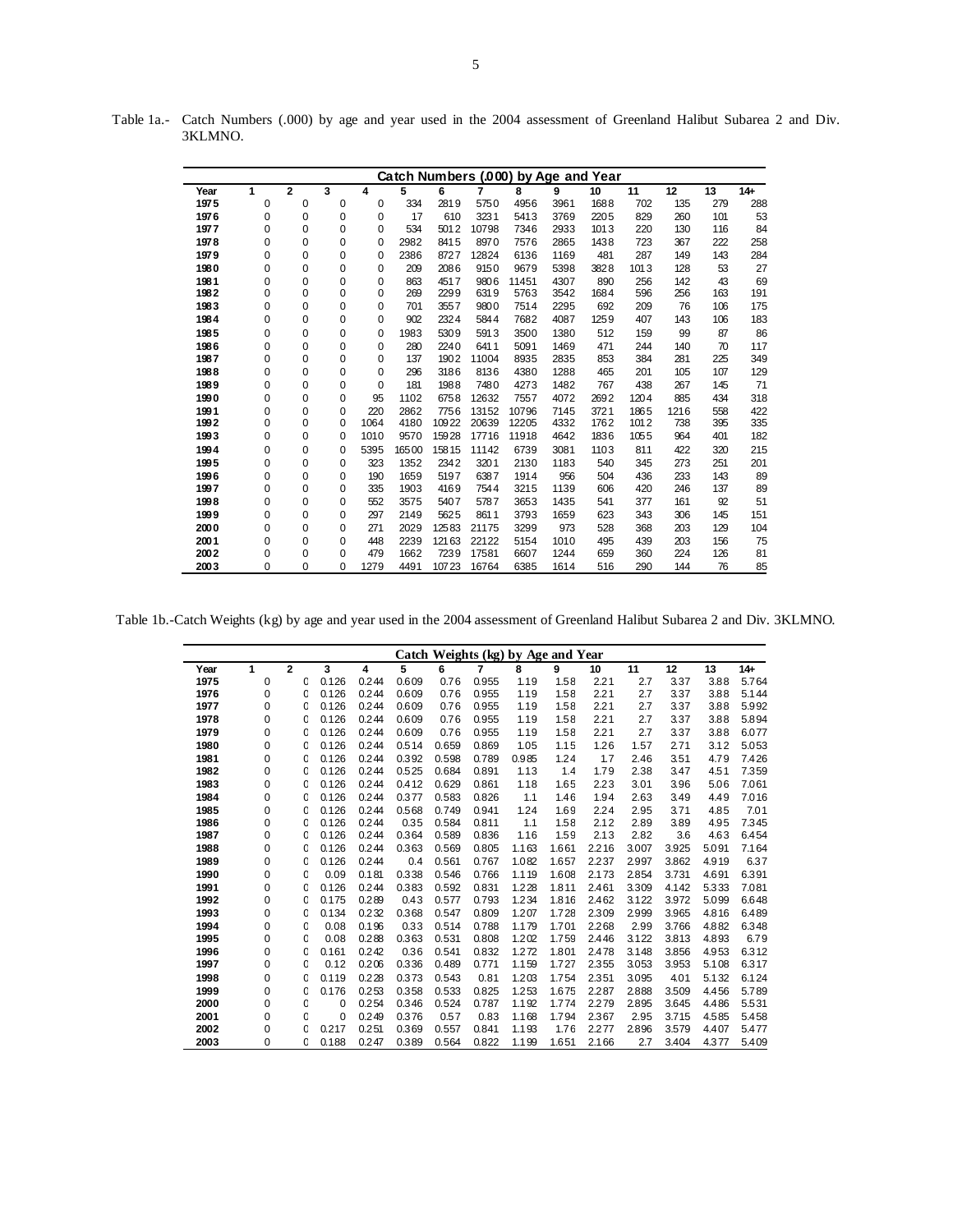Table 1a.- Catch Numbers (.000) by age and year used in the 2004 assessment of Greenland Halibut Subarea 2 and Div. 3KLMNO.

| Catch Numbers (.000) by Age and Year | | | | | | | | | | | | | | |
|---|---|---|---|---|---|---|---|---|---|---|---|---|---|---|
| Year | 1 | 2 | 3 | 4 | 5 | 6 | 7 | 8 | 9 | 10 | 11 | 12 | 13 | 14+ |
| 1975 | 0 | 0 | 0 | 0 | 334 | 2819 | 5750 | 4956 | 3961 | 1688 | 702 | 135 | 279 | 288 |
| 1976 | 0 | 0 | 0 | 0 | 17 | 610 | 3231 | 5413 | 3769 | 2205 | 829 | 260 | 101 | 53 |
| 1977 | 0 | 0 | 0 | 0 | 534 | 5012 | 10798 | 7346 | 2933 | 1013 | 220 | 130 | 116 | 84 |
| 1978 | 0 | 0 | 0 | 0 | 2982 | 8415 | 8970 | 7576 | 2865 | 1438 | 723 | 367 | 222 | 258 |
| 1979 | 0 | 0 | 0 | 0 | 2386 | 8727 | 12824 | 6136 | 1169 | 481 | 287 | 149 | 143 | 284 |
| 1980 | 0 | 0 | 0 | 0 | 209 | 2086 | 9150 | 9679 | 5398 | 3828 | 1013 | 128 | 53 | 27 |
| 1981 | 0 | 0 | 0 | 0 | 863 | 4517 | 9806 | 11451 | 4307 | 890 | 256 | 142 | 43 | 69 |
| 1982 | 0 | 0 | 0 | 0 | 269 | 2299 | 6319 | 5763 | 3542 | 1684 | 596 | 256 | 163 | 191 |
| 1983 | 0 | 0 | 0 | 0 | 701 | 3557 | 9800 | 7514 | 2295 | 692 | 209 | 76 | 106 | 175 |
| 1984 | 0 | 0 | 0 | 0 | 902 | 2324 | 5844 | 7682 | 4087 | 1259 | 407 | 143 | 106 | 183 |
| 1985 | 0 | 0 | 0 | 0 | 1983 | 5309 | 5913 | 3500 | 1380 | 512 | 159 | 99 | 87 | 86 |
| 1986 | 0 | 0 | 0 | 0 | 280 | 2240 | 6411 | 5091 | 1469 | 471 | 244 | 140 | 70 | 117 |
| 1987 | 0 | 0 | 0 | 0 | 137 | 1902 | 11004 | 8935 | 2835 | 853 | 384 | 281 | 225 | 349 |
| 1988 | 0 | 0 | 0 | 0 | 296 | 3186 | 8136 | 4380 | 1288 | 465 | 201 | 105 | 107 | 129 |
| 1989 | 0 | 0 | 0 | 0 | 181 | 1988 | 7480 | 4273 | 1482 | 767 | 438 | 267 | 145 | 71 |
| 1990 | 0 | 0 | 0 | 95 | 1102 | 6758 | 12632 | 7557 | 4072 | 2692 | 1204 | 885 | 434 | 318 |
| 1991 | 0 | 0 | 0 | 220 | 2862 | 7756 | 13152 | 10796 | 7145 | 3721 | 1865 | 1216 | 558 | 422 |
| 1992 | 0 | 0 | 0 | 1064 | 4180 | 10922 | 20639 | 12205 | 4332 | 1762 | 1012 | 738 | 395 | 335 |
| 1993 | 0 | 0 | 0 | 1010 | 9570 | 15928 | 17716 | 11918 | 4642 | 1836 | 1055 | 964 | 401 | 182 |
| 1994 | 0 | 0 | 0 | 5395 | 16500 | 15815 | 11142 | 6739 | 3081 | 1103 | 811 | 422 | 320 | 215 |
| 1995 | 0 | 0 | 0 | 323 | 1352 | 2342 | 3201 | 2130 | 1183 | 540 | 345 | 273 | 251 | 201 |
| 1996 | 0 | 0 | 0 | 190 | 1659 | 5197 | 6387 | 1914 | 956 | 504 | 436 | 233 | 143 | 89 |
| 1997 | 0 | 0 | 0 | 335 | 1903 | 4169 | 7544 | 3215 | 1139 | 606 | 420 | 246 | 137 | 89 |
| 1998 | 0 | 0 | 0 | 552 | 3575 | 5407 | 5787 | 3653 | 1435 | 541 | 377 | 161 | 92 | 51 |
| 1999 | 0 | 0 | 0 | 297 | 2149 | 5625 | 8611 | 3793 | 1659 | 623 | 343 | 306 | 145 | 151 |
| 2000 | 0 | 0 | 0 | 271 | 2029 | 12583 | 21175 | 3299 | 973 | 528 | 368 | 203 | 129 | 104 |
| 2001 | 0 | 0 | 0 | 448 | 2239 | 12163 | 22122 | 5154 | 1010 | 495 | 439 | 203 | 156 | 75 |
| 2002 | 0 | 0 | 0 | 479 | 1662 | 7239 | 17581 | 6607 | 1244 | 659 | 360 | 224 | 126 | 81 |
| 2003 | 0 | 0 | 0 | 1279 | 4491 | 10723 | 16764 | 6385 | 1614 | 516 | 290 | 144 | 76 | 85 |

Table 1b.-Catch Weights (kg) by age and year used in the 2004 assessment of Greenland Halibut Subarea 2 and Div. 3KLMNO.

| Catch Weights (kg) by Age and Year | | | | | | | | | | | | | | |
|---|---|---|---|---|---|---|---|---|---|---|---|---|---|---|
| Year | 1 | 2 | 3 | 4 | 5 | 6 | 7 | 8 | 9 | 10 | 11 | 12 | 13 | 14+ |
| 1975 | 0 | 0 | 0.126 | 0.244 | 0.609 | 0.76 | 0.955 | 1.19 | 1.58 | 2.21 | 2.7 | 3.37 | 3.88 | 5.764 |
| 1976 | 0 | 0 | 0.126 | 0.244 | 0.609 | 0.76 | 0.955 | 1.19 | 1.58 | 2.21 | 2.7 | 3.37 | 3.88 | 5.144 |
| 1977 | 0 | 0 | 0.126 | 0.244 | 0.609 | 0.76 | 0.955 | 1.19 | 1.58 | 2.21 | 2.7 | 3.37 | 3.88 | 5.992 |
| 1978 | 0 | 0 | 0.126 | 0.244 | 0.609 | 0.76 | 0.955 | 1.19 | 1.58 | 2.21 | 2.7 | 3.37 | 3.88 | 5.894 |
| 1979 | 0 | 0 | 0.126 | 0.244 | 0.609 | 0.76 | 0.955 | 1.19 | 1.58 | 2.21 | 2.7 | 3.37 | 3.88 | 6.077 |
| 1980 | 0 | 0 | 0.126 | 0.244 | 0.514 | 0.659 | 0.869 | 1.05 | 1.15 | 1.26 | 1.57 | 2.71 | 3.12 | 5.053 |
| 1981 | 0 | 0 | 0.126 | 0.244 | 0.392 | 0.598 | 0.789 | 0.985 | 1.24 | 1.7 | 2.46 | 3.51 | 4.79 | 7.426 |
| 1982 | 0 | 0 | 0.126 | 0.244 | 0.525 | 0.684 | 0.891 | 1.13 | 1.4 | 1.79 | 2.38 | 3.47 | 4.51 | 7.359 |
| 1983 | 0 | 0 | 0.126 | 0.244 | 0.412 | 0.629 | 0.861 | 1.18 | 1.65 | 2.23 | 3.01 | 3.96 | 5.06 | 7.061 |
| 1984 | 0 | 0 | 0.126 | 0.244 | 0.377 | 0.583 | 0.826 | 1.1 | 1.46 | 1.94 | 2.63 | 3.49 | 4.49 | 7.016 |
| 1985 | 0 | 0 | 0.126 | 0.244 | 0.568 | 0.749 | 0.941 | 1.24 | 1.69 | 2.24 | 2.95 | 3.71 | 4.85 | 7.01 |
| 1986 | 0 | 0 | 0.126 | 0.244 | 0.35 | 0.584 | 0.811 | 1.1 | 1.58 | 2.12 | 2.89 | 3.89 | 4.95 | 7.345 |
| 1987 | 0 | 0 | 0.126 | 0.244 | 0.364 | 0.589 | 0.836 | 1.16 | 1.59 | 2.13 | 2.82 | 3.6 | 4.63 | 6.454 |
| 1988 | 0 | 0 | 0.126 | 0.244 | 0.363 | 0.569 | 0.805 | 1.163 | 1.661 | 2.216 | 3.007 | 3.925 | 5.091 | 7.164 |
| 1989 | 0 | 0 | 0.126 | 0.244 | 0.4 | 0.561 | 0.767 | 1.082 | 1.657 | 2.237 | 2.997 | 3.862 | 4.919 | 6.37 |
| 1990 | 0 | 0 | 0.09 | 0.181 | 0.338 | 0.546 | 0.766 | 1.119 | 1.608 | 2.173 | 2.854 | 3.731 | 4.691 | 6.391 |
| 1991 | 0 | 0 | 0.126 | 0.244 | 0.383 | 0.592 | 0.831 | 1.228 | 1.811 | 2.461 | 3.309 | 4.142 | 5.333 | 7.081 |
| 1992 | 0 | 0 | 0.175 | 0.289 | 0.43 | 0.577 | 0.793 | 1.234 | 1.816 | 2.462 | 3.122 | 3.972 | 5.099 | 6.648 |
| 1993 | 0 | 0 | 0.134 | 0.232 | 0.368 | 0.547 | 0.809 | 1.207 | 1.728 | 2.309 | 2.999 | 3.965 | 4.816 | 6.489 |
| 1994 | 0 | 0 | 0.08 | 0.196 | 0.33 | 0.514 | 0.788 | 1.179 | 1.701 | 2.268 | 2.99 | 3.766 | 4.882 | 6.348 |
| 1995 | 0 | 0 | 0.08 | 0.288 | 0.363 | 0.531 | 0.808 | 1.202 | 1.759 | 2.446 | 3.122 | 3.813 | 4.893 | 6.79 |
| 1996 | 0 | 0 | 0.161 | 0.242 | 0.36 | 0.541 | 0.832 | 1.272 | 1.801 | 2.478 | 3.148 | 3.856 | 4.953 | 6.312 |
| 1997 | 0 | 0 | 0.12 | 0.206 | 0.336 | 0.489 | 0.771 | 1.159 | 1.727 | 2.355 | 3.053 | 3.953 | 5.108 | 6.317 |
| 1998 | 0 | 0 | 0.119 | 0.228 | 0.373 | 0.543 | 0.81 | 1.203 | 1.754 | 2.351 | 3.095 | 4.01 | 5.132 | 6.124 |
| 1999 | 0 | 0 | 0.176 | 0.253 | 0.358 | 0.533 | 0.825 | 1.253 | 1.675 | 2.287 | 2.888 | 3.509 | 4.456 | 5.789 |
| 2000 | 0 | 0 | 0 | 0.254 | 0.346 | 0.524 | 0.787 | 1.192 | 1.774 | 2.279 | 2.895 | 3.645 | 4.486 | 5.531 |
| 2001 | 0 | 0 | 0 | 0.249 | 0.376 | 0.57 | 0.83 | 1.168 | 1.794 | 2.367 | 2.95 | 3.715 | 4.585 | 5.458 |
| 2002 | 0 | 0 | 0.217 | 0.251 | 0.369 | 0.557 | 0.841 | 1.193 | 1.76 | 2.277 | 2.896 | 3.579 | 4.407 | 5.477 |
| 2003 | 0 | 0 | 0.188 | 0.247 | 0.389 | 0.564 | 0.822 | 1.199 | 1.651 | 2.166 | 2.7 | 3.404 | 4.377 | 5.409 |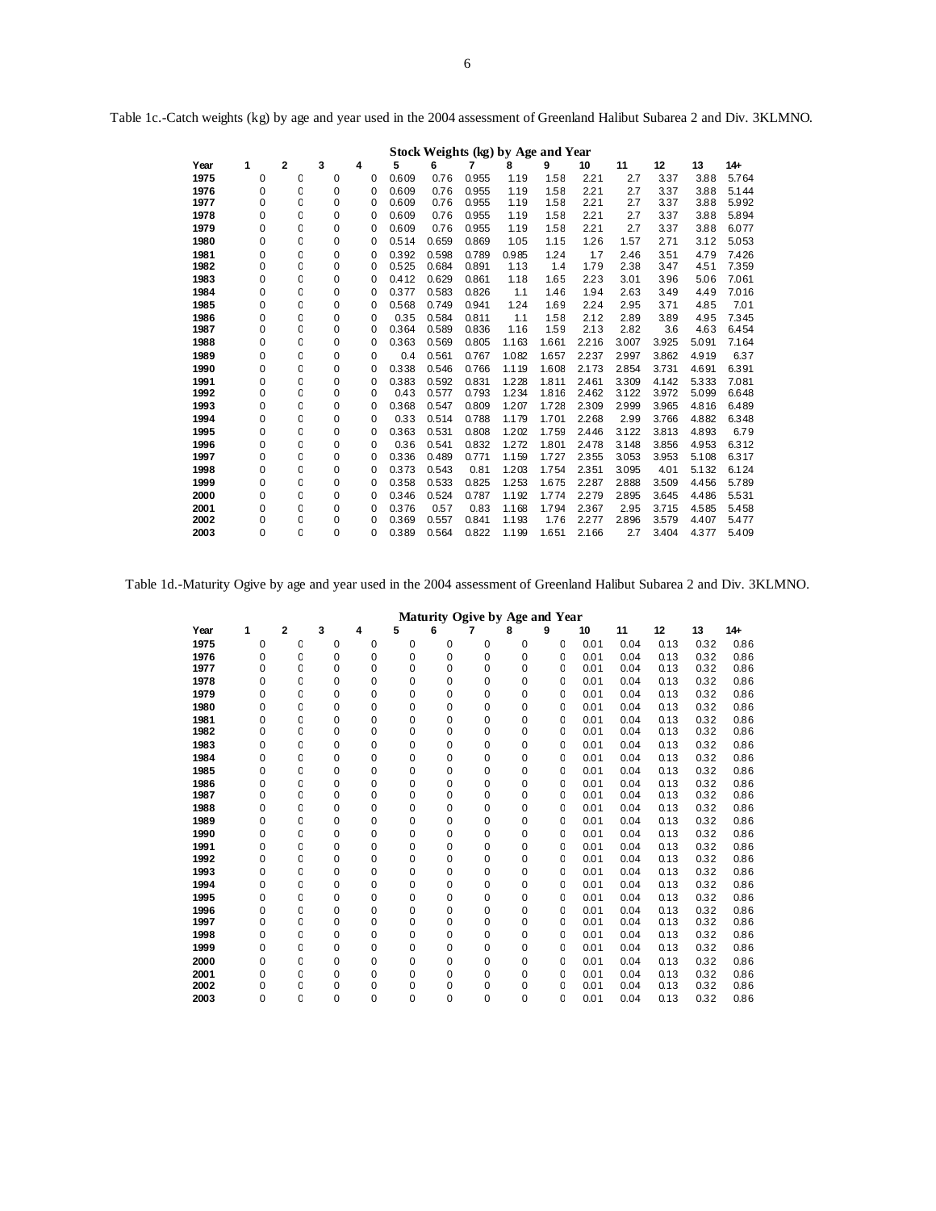Table 1c.-Catch weights (kg) by age and year used in the 2004 assessment of Greenland Halibut Subarea 2 and Div. 3KLMNO.

**Stock Weights (kg) by Age and Year**

| Year | 1 | 2 | 3 | 4 | 5 | 6 | 7 | 8 | 9 | 10 | 11 | 12 | 13 | 14+ |
|---|---|---|---|---|---|---|---|---|---|---|---|---|---|---|
| 1975 | 0 | 0 | 0 | 0 | 0.609 | 0.76 | 0.955 | 1.19 | 1.58 | 2.21 | 2.7 | 3.37 | 3.88 | 5.764 |
| 1976 | 0 | 0 | 0 | 0 | 0.609 | 0.76 | 0.955 | 1.19 | 1.58 | 2.21 | 2.7 | 3.37 | 3.88 | 5.144 |
| 1977 | 0 | 0 | 0 | 0 | 0.609 | 0.76 | 0.955 | 1.19 | 1.58 | 2.21 | 2.7 | 3.37 | 3.88 | 5.992 |
| 1978 | 0 | 0 | 0 | 0 | 0.609 | 0.76 | 0.955 | 1.19 | 1.58 | 2.21 | 2.7 | 3.37 | 3.88 | 5.894 |
| 1979 | 0 | 0 | 0 | 0 | 0.609 | 0.76 | 0.955 | 1.19 | 1.58 | 2.21 | 2.7 | 3.37 | 3.88 | 6.077 |
| 1980 | 0 | 0 | 0 | 0 | 0.514 | 0.659 | 0.869 | 1.05 | 1.15 | 1.26 | 1.57 | 2.71 | 3.12 | 5.053 |
| 1981 | 0 | 0 | 0 | 0 | 0.392 | 0.598 | 0.789 | 0.985 | 1.24 | 1.7 | 2.46 | 3.51 | 4.79 | 7.426 |
| 1982 | 0 | 0 | 0 | 0 | 0.525 | 0.684 | 0.891 | 1.13 | 1.4 | 1.79 | 2.38 | 3.47 | 4.51 | 7.359 |
| 1983 | 0 | 0 | 0 | 0 | 0.412 | 0.629 | 0.861 | 1.18 | 1.65 | 2.23 | 3.01 | 3.96 | 5.06 | 7.061 |
| 1984 | 0 | 0 | 0 | 0 | 0.377 | 0.583 | 0.826 | 1.1 | 1.46 | 1.94 | 2.63 | 3.49 | 4.49 | 7.016 |
| 1985 | 0 | 0 | 0 | 0 | 0.568 | 0.749 | 0.941 | 1.24 | 1.69 | 2.24 | 2.95 | 3.71 | 4.85 | 7.01 |
| 1986 | 0 | 0 | 0 | 0 | 0.35 | 0.584 | 0.811 | 1.1 | 1.58 | 2.12 | 2.89 | 3.89 | 4.95 | 7.345 |
| 1987 | 0 | 0 | 0 | 0 | 0.364 | 0.589 | 0.836 | 1.16 | 1.59 | 2.13 | 2.82 | 3.6 | 4.63 | 6.454 |
| 1988 | 0 | 0 | 0 | 0 | 0.363 | 0.569 | 0.805 | 1.163 | 1.661 | 2.216 | 3.007 | 3.925 | 5.091 | 7.164 |
| 1989 | 0 | 0 | 0 | 0 | 0.4 | 0.561 | 0.767 | 1.082 | 1.657 | 2.237 | 2.997 | 3.862 | 4.919 | 6.37 |
| 1990 | 0 | 0 | 0 | 0 | 0.338 | 0.546 | 0.766 | 1.119 | 1.608 | 2.173 | 2.854 | 3.731 | 4.691 | 6.391 |
| 1991 | 0 | 0 | 0 | 0 | 0.383 | 0.592 | 0.831 | 1.228 | 1.811 | 2.461 | 3.309 | 4.142 | 5.333 | 7.081 |
| 1992 | 0 | 0 | 0 | 0 | 0.43 | 0.577 | 0.793 | 1.234 | 1.816 | 2.462 | 3.122 | 3.972 | 5.099 | 6.648 |
| 1993 | 0 | 0 | 0 | 0 | 0.368 | 0.547 | 0.809 | 1.207 | 1.728 | 2.309 | 2.999 | 3.965 | 4.816 | 6.489 |
| 1994 | 0 | 0 | 0 | 0 | 0.33 | 0.514 | 0.788 | 1.179 | 1.701 | 2.268 | 2.99 | 3.766 | 4.882 | 6.348 |
| 1995 | 0 | 0 | 0 | 0 | 0.363 | 0.531 | 0.808 | 1.202 | 1.759 | 2.446 | 3.122 | 3.813 | 4.893 | 6.79 |
| 1996 | 0 | 0 | 0 | 0 | 0.36 | 0.541 | 0.832 | 1.272 | 1.801 | 2.478 | 3.148 | 3.856 | 4.953 | 6.312 |
| 1997 | 0 | 0 | 0 | 0 | 0.336 | 0.489 | 0.771 | 1.159 | 1.727 | 2.355 | 3.053 | 3.953 | 5.108 | 6.317 |
| 1998 | 0 | 0 | 0 | 0 | 0.373 | 0.543 | 0.81 | 1.203 | 1.754 | 2.351 | 3.095 | 4.01 | 5.132 | 6.124 |
| 1999 | 0 | 0 | 0 | 0 | 0.358 | 0.533 | 0.825 | 1.253 | 1.675 | 2.287 | 2.888 | 3.509 | 4.456 | 5.789 |
| 2000 | 0 | 0 | 0 | 0 | 0.346 | 0.524 | 0.787 | 1.192 | 1.774 | 2.279 | 2.895 | 3.645 | 4.486 | 5.531 |
| 2001 | 0 | 0 | 0 | 0 | 0.376 | 0.57 | 0.83 | 1.168 | 1.794 | 2.367 | 2.95 | 3.715 | 4.585 | 5.458 |
| 2002 | 0 | 0 | 0 | 0 | 0.369 | 0.557 | 0.841 | 1.193 | 1.76 | 2.277 | 2.896 | 3.579 | 4.407 | 5.477 |
| 2003 | 0 | 0 | 0 | 0 | 0.389 | 0.564 | 0.822 | 1.199 | 1.651 | 2.166 | 2.7 | 3.404 | 4.377 | 5.409 |

Table 1d.-Maturity Ogive by age and year used in the 2004 assessment of Greenland Halibut Subarea 2 and Div. 3KLMNO.

**Maturity Ogive by Age and Year**

| Year | 1 | 2 | 3 | 4 | 5 | 6 | 7 | 8 | 9 | 10 | 11 | 12 | 13 | 14+ |
|---|---|---|---|---|---|---|---|---|---|---|---|---|---|---|
| 1975 | 0 | 0 | 0 | 0 | 0 | 0 | 0 | 0 | 0 | 0.01 | 0.04 | 0.13 | 0.32 | 0.86 |
| 1976 | 0 | 0 | 0 | 0 | 0 | 0 | 0 | 0 | 0 | 0.01 | 0.04 | 0.13 | 0.32 | 0.86 |
| 1977 | 0 | 0 | 0 | 0 | 0 | 0 | 0 | 0 | 0 | 0.01 | 0.04 | 0.13 | 0.32 | 0.86 |
| 1978 | 0 | 0 | 0 | 0 | 0 | 0 | 0 | 0 | 0 | 0.01 | 0.04 | 0.13 | 0.32 | 0.86 |
| 1979 | 0 | 0 | 0 | 0 | 0 | 0 | 0 | 0 | 0 | 0.01 | 0.04 | 0.13 | 0.32 | 0.86 |
| 1980 | 0 | 0 | 0 | 0 | 0 | 0 | 0 | 0 | 0 | 0.01 | 0.04 | 0.13 | 0.32 | 0.86 |
| 1981 | 0 | 0 | 0 | 0 | 0 | 0 | 0 | 0 | 0 | 0.01 | 0.04 | 0.13 | 0.32 | 0.86 |
| 1982 | 0 | 0 | 0 | 0 | 0 | 0 | 0 | 0 | 0 | 0.01 | 0.04 | 0.13 | 0.32 | 0.86 |
| 1983 | 0 | 0 | 0 | 0 | 0 | 0 | 0 | 0 | 0 | 0.01 | 0.04 | 0.13 | 0.32 | 0.86 |
| 1984 | 0 | 0 | 0 | 0 | 0 | 0 | 0 | 0 | 0 | 0.01 | 0.04 | 0.13 | 0.32 | 0.86 |
| 1985 | 0 | 0 | 0 | 0 | 0 | 0 | 0 | 0 | 0 | 0.01 | 0.04 | 0.13 | 0.32 | 0.86 |
| 1986 | 0 | 0 | 0 | 0 | 0 | 0 | 0 | 0 | 0 | 0.01 | 0.04 | 0.13 | 0.32 | 0.86 |
| 1987 | 0 | 0 | 0 | 0 | 0 | 0 | 0 | 0 | 0 | 0.01 | 0.04 | 0.13 | 0.32 | 0.86 |
| 1988 | 0 | 0 | 0 | 0 | 0 | 0 | 0 | 0 | 0 | 0.01 | 0.04 | 0.13 | 0.32 | 0.86 |
| 1989 | 0 | 0 | 0 | 0 | 0 | 0 | 0 | 0 | 0 | 0.01 | 0.04 | 0.13 | 0.32 | 0.86 |
| 1990 | 0 | 0 | 0 | 0 | 0 | 0 | 0 | 0 | 0 | 0.01 | 0.04 | 0.13 | 0.32 | 0.86 |
| 1991 | 0 | 0 | 0 | 0 | 0 | 0 | 0 | 0 | 0 | 0.01 | 0.04 | 0.13 | 0.32 | 0.86 |
| 1992 | 0 | 0 | 0 | 0 | 0 | 0 | 0 | 0 | 0 | 0.01 | 0.04 | 0.13 | 0.32 | 0.86 |
| 1993 | 0 | 0 | 0 | 0 | 0 | 0 | 0 | 0 | 0 | 0.01 | 0.04 | 0.13 | 0.32 | 0.86 |
| 1994 | 0 | 0 | 0 | 0 | 0 | 0 | 0 | 0 | 0 | 0.01 | 0.04 | 0.13 | 0.32 | 0.86 |
| 1995 | 0 | 0 | 0 | 0 | 0 | 0 | 0 | 0 | 0 | 0.01 | 0.04 | 0.13 | 0.32 | 0.86 |
| 1996 | 0 | 0 | 0 | 0 | 0 | 0 | 0 | 0 | 0 | 0.01 | 0.04 | 0.13 | 0.32 | 0.86 |
| 1997 | 0 | 0 | 0 | 0 | 0 | 0 | 0 | 0 | 0 | 0.01 | 0.04 | 0.13 | 0.32 | 0.86 |
| 1998 | 0 | 0 | 0 | 0 | 0 | 0 | 0 | 0 | 0 | 0.01 | 0.04 | 0.13 | 0.32 | 0.86 |
| 1999 | 0 | 0 | 0 | 0 | 0 | 0 | 0 | 0 | 0 | 0.01 | 0.04 | 0.13 | 0.32 | 0.86 |
| 2000 | 0 | 0 | 0 | 0 | 0 | 0 | 0 | 0 | 0 | 0.01 | 0.04 | 0.13 | 0.32 | 0.86 |
| 2001 | 0 | 0 | 0 | 0 | 0 | 0 | 0 | 0 | 0 | 0.01 | 0.04 | 0.13 | 0.32 | 0.86 |
| 2002 | 0 | 0 | 0 | 0 | 0 | 0 | 0 | 0 | 0 | 0.01 | 0.04 | 0.13 | 0.32 | 0.86 |
| 2003 | 0 | 0 | 0 | 0 | 0 | 0 | 0 | 0 | 0 | 0.01 | 0.04 | 0.13 | 0.32 | 0.86 |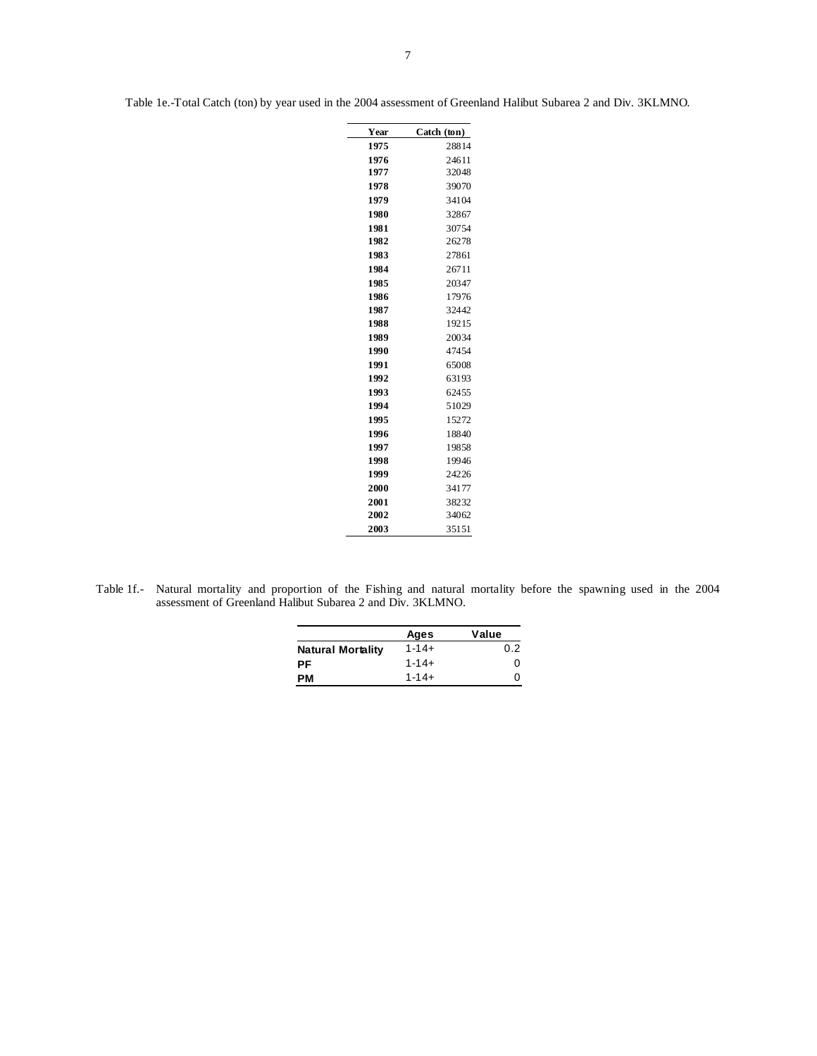Table 1e.-Total Catch (ton) by year used in the 2004 assessment of Greenland Halibut Subarea 2 and Div. 3KLMNO.

| Year | Catch (ton) |
|---|---|
| **1975** | 28814 |
| **1976** | 24611 |
| **1977** | 32048 |
| **1978** | 39070 |
| **1979** | 34104 |
| **1980** | 32867 |
| **1981** | 30754 |
| **1982** | 26278 |
| **1983** | 27861 |
| **1984** | 26711 |
| **1985** | 20347 |
| **1986** | 17976 |
| **1987** | 32442 |
| **1988** | 19215 |
| **1989** | 20034 |
| **1990** | 47454 |
| **1991** | 65008 |
| **1992** | 63193 |
| **1993** | 62455 |
| **1994** | 51029 |
| **1995** | 15272 |
| **1996** | 18840 |
| **1997** | 19858 |
| **1998** | 19946 |
| **1999** | 24226 |
| **2000** | 34177 |
| **2001** | 38232 |
| **2002** | 34062 |
| **2003** | 35151 |

Table 1f.- Natural mortality and proportion of the Fishing and natural mortality before the spawning used in the 2004 assessment of Greenland Halibut Subarea 2 and Div. 3KLMNO.

| | Ages | Value |
|---|---|---|
| **Natural Mortality** | 1-14+ | 0.2 |
| **PF** | 1-14+ | 0 |
| **PM** | 1-14+ | 0 |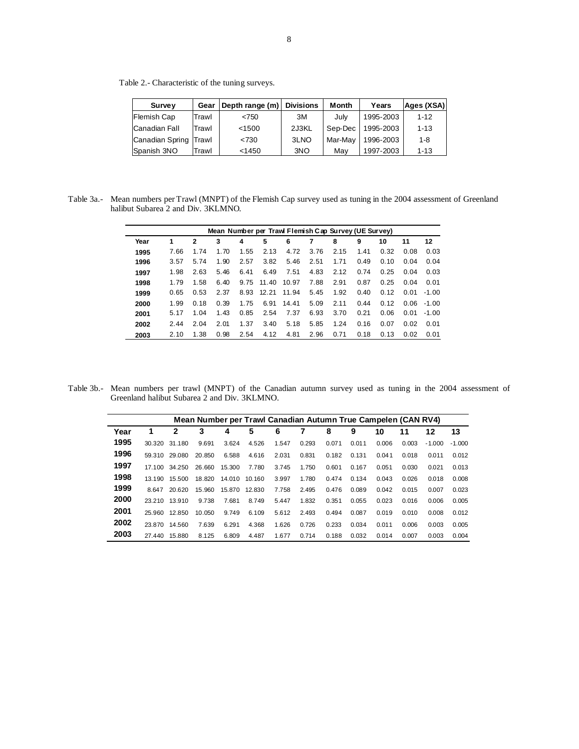Table 2.- Characteristic of the tuning surveys.

| Survey | Gear | Depth range (m) | Divisions | Month | Years | Ages (XSA) |
|---|---|---|---|---|---|---|
| Flemish Cap | Trawl | <750 | 3M | July | 1995-2003 | 1-12 |
| Canadian Fall | Trawl | <1500 | 2J3KL | Sep-Dec | 1995-2003 | 1-13 |
| Canadian Spring | Trawl | <730 | 3LNO | Mar-May | 1996-2003 | 1-8 |
| Spanish 3NO | Trawl | <1450 | 3NO | May | 1997-2003 | 1-13 |

Table 3a.- Mean numbers per Trawl (MNPT) of the Flemish Cap survey used as tuning in the 2004 assessment of Greenland halibut Subarea 2 and Div. 3KLMNO.

| | Mean Number per Trawl Flemish Cap Survey (UE Survey) | | | | | | | | | | | |
|---|---|---|---|---|---|---|---|---|---|---|---|---|
| Year | 1 | 2 | 3 | 4 | 5 | 6 | 7 | 8 | 9 | 10 | 11 | 12 |
| 1995 | 7.66 | 1.74 | 1.70 | 1.55 | 2.13 | 4.72 | 3.76 | 2.15 | 1.41 | 0.32 | 0.08 | 0.03 |
| 1996 | 3.57 | 5.74 | 1.90 | 2.57 | 3.82 | 5.46 | 2.51 | 1.71 | 0.49 | 0.10 | 0.04 | 0.04 |
| 1997 | 1.98 | 2.63 | 5.46 | 6.41 | 6.49 | 7.51 | 4.83 | 2.12 | 0.74 | 0.25 | 0.04 | 0.03 |
| 1998 | 1.79 | 1.58 | 6.40 | 9.75 | 11.40 | 10.97 | 7.88 | 2.91 | 0.87 | 0.25 | 0.04 | 0.01 |
| 1999 | 0.65 | 0.53 | 2.37 | 8.93 | 12.21 | 11.94 | 5.45 | 1.92 | 0.40 | 0.12 | 0.01 | -1.00 |
| 2000 | 1.99 | 0.18 | 0.39 | 1.75 | 6.91 | 14.41 | 5.09 | 2.11 | 0.44 | 0.12 | 0.06 | -1.00 |
| 2001 | 5.17 | 1.04 | 1.43 | 0.85 | 2.54 | 7.37 | 6.93 | 3.70 | 0.21 | 0.06 | 0.01 | -1.00 |
| 2002 | 2.44 | 2.04 | 2.01 | 1.37 | 3.40 | 5.18 | 5.85 | 1.24 | 0.16 | 0.07 | 0.02 | 0.01 |
| 2003 | 2.10 | 1.38 | 0.98 | 2.54 | 4.12 | 4.81 | 2.96 | 0.71 | 0.18 | 0.13 | 0.02 | 0.01 |

Table 3b.- Mean numbers per trawl (MNPT) of the Canadian autumn survey used as tuning in the 2004 assessment of Greenland halibut Subarea 2 and Div. 3KLMNO.

| | Mean Number per Trawl Canadian Autumn True Campelen (CAN RV4) | | | | | | | | | | | | |
|---|---|---|---|---|---|---|---|---|---|---|---|---|---|
| Year | 1 | 2 | 3 | 4 | 5 | 6 | 7 | 8 | 9 | 10 | 11 | 12 | 13 |
| 1995 | 30.320 | 31.180 | 9.691 | 3.624 | 4.526 | 1.547 | 0.293 | 0.071 | 0.011 | 0.006 | 0.003 | -1.000 | -1.000 |
| 1996 | 59.310 | 29.080 | 20.850 | 6.588 | 4.616 | 2.031 | 0.831 | 0.182 | 0.131 | 0.041 | 0.018 | 0.011 | 0.012 |
| 1997 | 17.100 | 34.250 | 26.660 | 15.300 | 7.780 | 3.745 | 1.750 | 0.601 | 0.167 | 0.051 | 0.030 | 0.021 | 0.013 |
| 1998 | 13.190 | 15.500 | 18.820 | 14.010 | 10.160 | 3.997 | 1.780 | 0.474 | 0.134 | 0.043 | 0.026 | 0.018 | 0.008 |
| 1999 | 8.647 | 20.620 | 15.960 | 15.870 | 12.830 | 7.758 | 2.495 | 0.476 | 0.089 | 0.042 | 0.015 | 0.007 | 0.023 |
| 2000 | 23.210 | 13.910 | 9.738 | 7.681 | 8.749 | 5.447 | 1.832 | 0.351 | 0.055 | 0.023 | 0.016 | 0.006 | 0.005 |
| 2001 | 25.960 | 12.850 | 10.050 | 9.749 | 6.109 | 5.612 | 2.493 | 0.494 | 0.087 | 0.019 | 0.010 | 0.008 | 0.012 |
| 2002 | 23.870 | 14.560 | 7.639 | 6.291 | 4.368 | 1.626 | 0.726 | 0.233 | 0.034 | 0.011 | 0.006 | 0.003 | 0.005 |
| 2003 | 27.440 | 15.880 | 8.125 | 6.809 | 4.487 | 1.677 | 0.714 | 0.188 | 0.032 | 0.014 | 0.007 | 0.003 | 0.004 |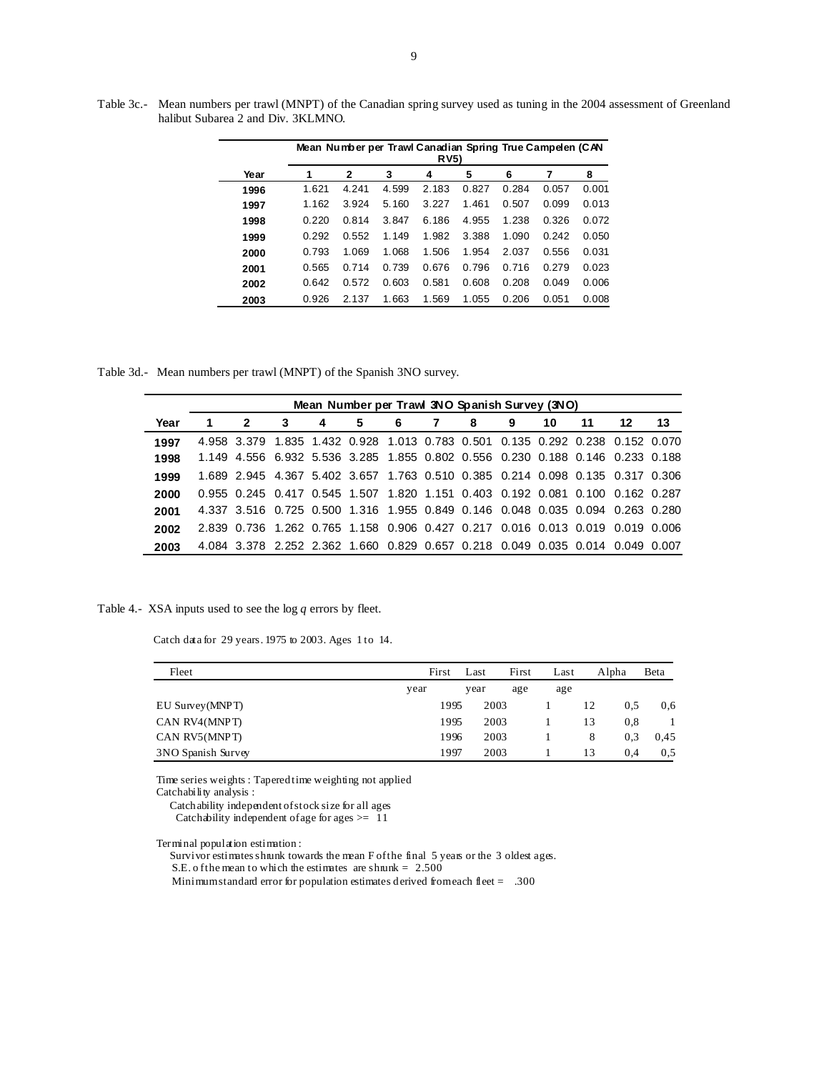Table 3c.- Mean numbers per trawl (MNPT) of the Canadian spring survey used as tuning in the 2004 assessment of Greenland halibut Subarea 2 and Div. 3KLMNO.

| | Mean Number per Trawl Canadian Spring True Campelen (CAN RV5) | | | | | | | |
|---|---|---|---|---|---|---|---|---|
| **Year** | **1** | **2** | **3** | **4** | **5** | **6** | **7** | **8** |
| **1996** | 1.621 | 4.241 | 4.599 | 2.183 | 0.827 | 0.284 | 0.057 | 0.001 |
| **1997** | 1.162 | 3.924 | 5.160 | 3.227 | 1.461 | 0.507 | 0.099 | 0.013 |
| **1998** | 0.220 | 0.814 | 3.847 | 6.186 | 4.955 | 1.238 | 0.326 | 0.072 |
| **1999** | 0.292 | 0.552 | 1.149 | 1.982 | 3.388 | 1.090 | 0.242 | 0.050 |
| **2000** | 0.793 | 1.069 | 1.068 | 1.506 | 1.954 | 2.037 | 0.556 | 0.031 |
| **2001** | 0.565 | 0.714 | 0.739 | 0.676 | 0.796 | 0.716 | 0.279 | 0.023 |
| **2002** | 0.642 | 0.572 | 0.603 | 0.581 | 0.608 | 0.208 | 0.049 | 0.006 |
| **2003** | 0.926 | 2.137 | 1.663 | 1.569 | 1.055 | 0.206 | 0.051 | 0.008 |

Table 3d.- Mean numbers per trawl (MNPT) of the Spanish 3NO survey.

| | Mean Number per Trawl 3NO Spanish Survey (3NO) | | | | | | | | | | | | |
|---|---|---|---|---|---|---|---|---|---|---|---|---|---|
| **Year** | **1** | **2** | **3** | **4** | **5** | **6** | **7** | **8** | **9** | **10** | **11** | **12** | **13** |
| **1997** | 4.958 | 3.379 | 1.835 | 1.432 | 0.928 | 1.013 | 0.783 | 0.501 | 0.135 | 0.292 | 0.238 | 0.152 | 0.070 |
| **1998** | 1.149 | 4.556 | 6.932 | 5.536 | 3.285 | 1.855 | 0.802 | 0.556 | 0.230 | 0.188 | 0.146 | 0.233 | 0.188 |
| **1999** | 1.689 | 2.945 | 4.367 | 5.402 | 3.657 | 1.763 | 0.510 | 0.385 | 0.214 | 0.098 | 0.135 | 0.317 | 0.306 |
| **2000** | 0.955 | 0.245 | 0.417 | 0.545 | 1.507 | 1.820 | 1.151 | 0.403 | 0.192 | 0.081 | 0.100 | 0.162 | 0.287 |
| **2001** | 4.337 | 3.516 | 0.725 | 0.500 | 1.316 | 1.955 | 0.849 | 0.146 | 0.048 | 0.035 | 0.094 | 0.263 | 0.280 |
| **2002** | 2.839 | 0.736 | 1.262 | 0.765 | 1.158 | 0.906 | 0.427 | 0.217 | 0.016 | 0.013 | 0.019 | 0.019 | 0.006 |
| **2003** | 4.084 | 3.378 | 2.252 | 2.362 | 1.660 | 0.829 | 0.657 | 0.218 | 0.049 | 0.035 | 0.014 | 0.049 | 0.007 |

Table 4.- XSA inputs used to see the log *q* errors by fleet.

Catch data for 29 years. 1975 to 2003. Ages 1 to 14.

| Fleet | First year | Last year | First age | Last age | Alpha | Beta |
|---|---|---|---|---|---|---|
| EU Survey(MNPT) | 1995 | 2003 | 1 | 12 | 0,5 | 0,6 |
| CAN RV4(MNPT) | 1995 | 2003 | 1 | 13 | 0,8 | 1 |
| CAN RV5(MNPT) | 1996 | 2003 | 1 | 8 | 0,3 | 0,45 |
| 3NO Spanish Survey | 1997 | 2003 | 1 | 13 | 0,4 | 0,5 |

Time series weights : Tapered time weighting not applied
Catchability analysis :
  Catchability independent of stock size for all ages
  Catchability independent of age for ages >= 11

Terminal population estimation :
  Survivor estimates shrunk towards the mean F of the final 5 years or the 3 oldest ages.
  S.E. of the mean to which the estimates are shrunk = 2.500
  Minimum standard error for population estimates derived from each fleet = .300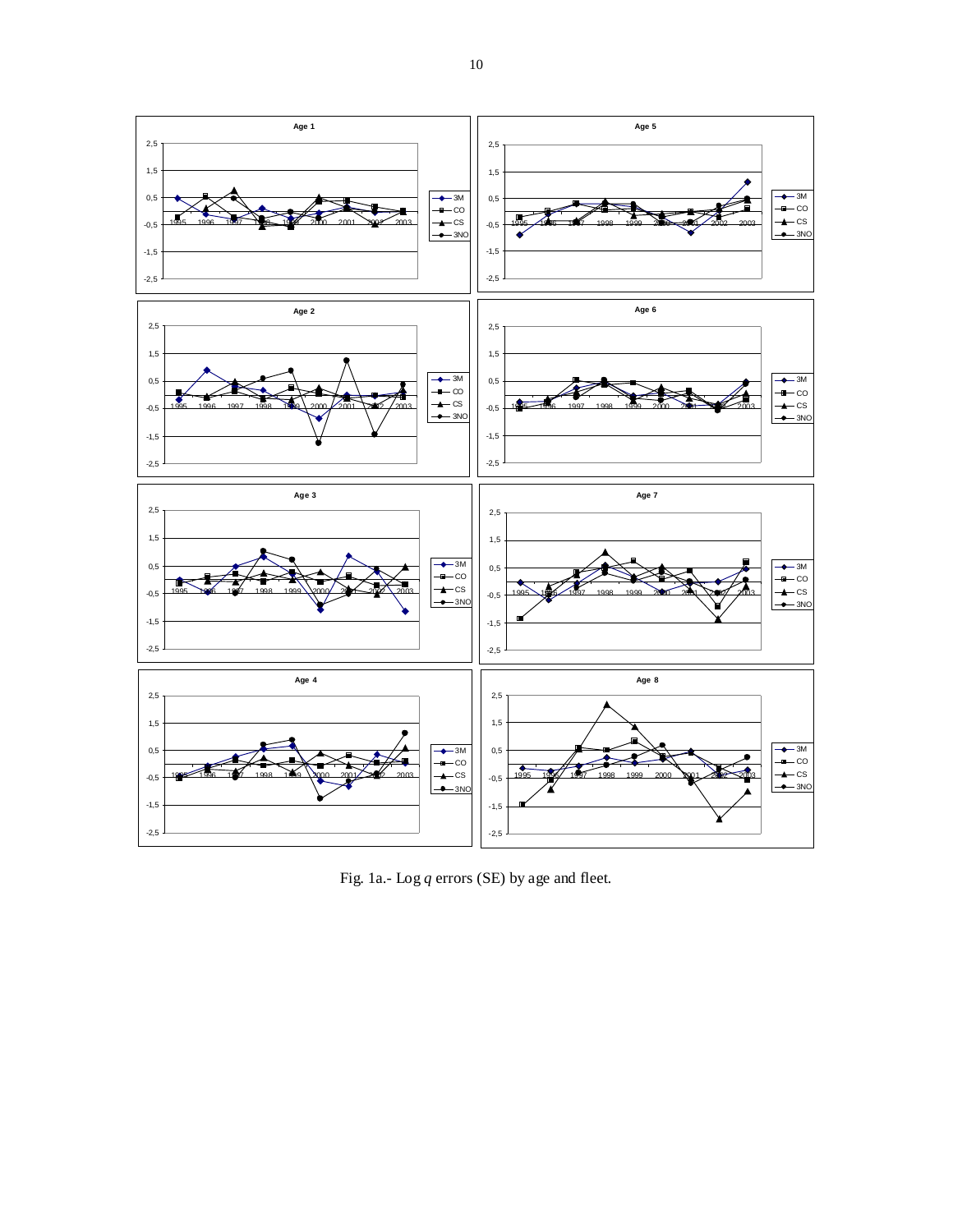Fig. 1a.- Log $q$ errors (SE) by age and fleet.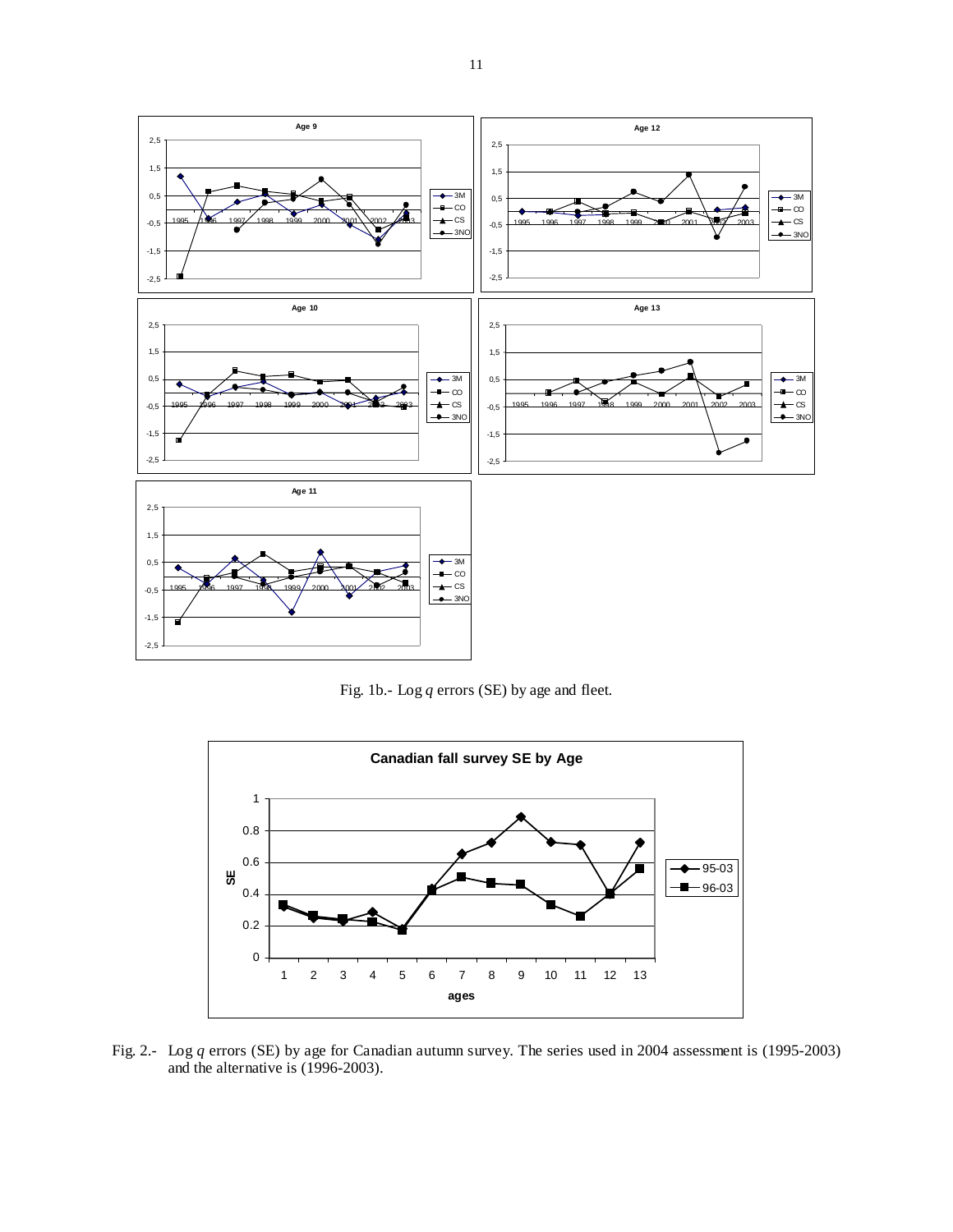Fig. 1b.- Log *q* errors (SE) by age and fleet.

Fig. 2.- Log *q* errors (SE) by age for Canadian autumn survey. The series used in 2004 assessment is (1995-2003) and the alternative is (1996-2003).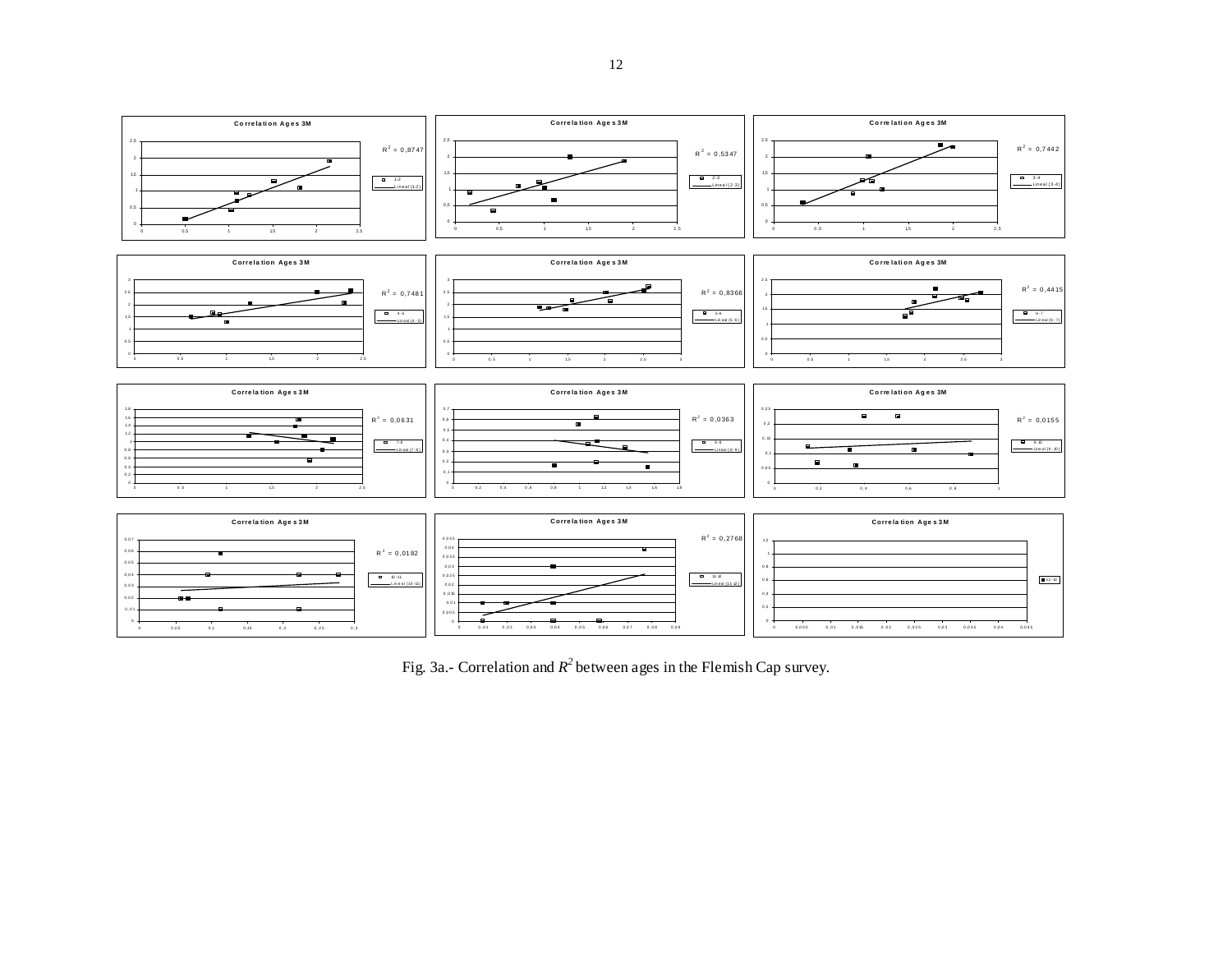Fig. 3a.- Correlation and $R^2$ between ages in the Flemish Cap survey.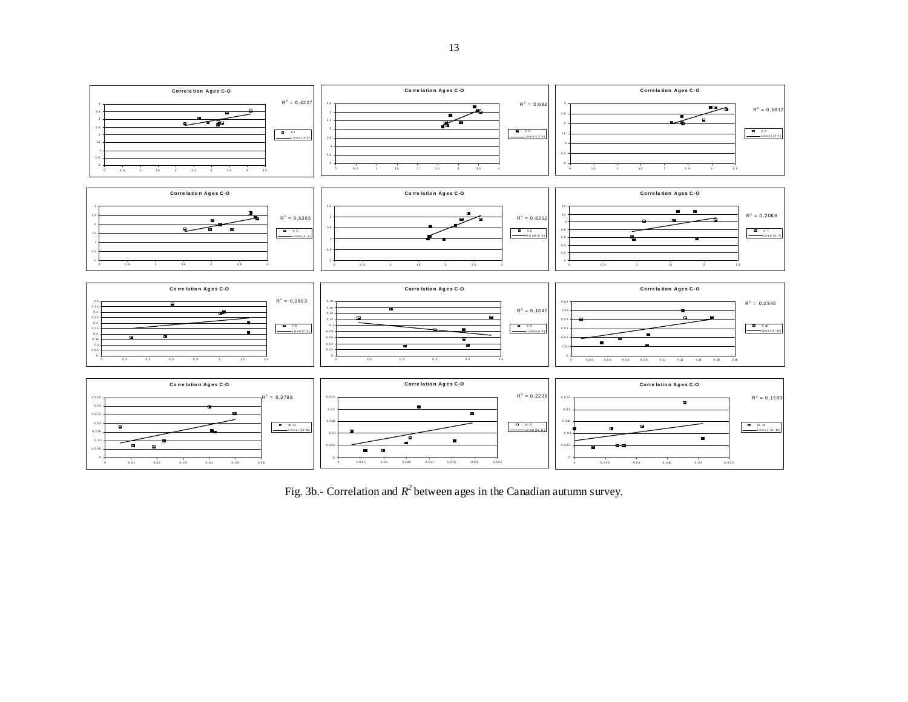Fig. 3b.- Correlation and $R^2$ between ages in the Canadian autumn survey.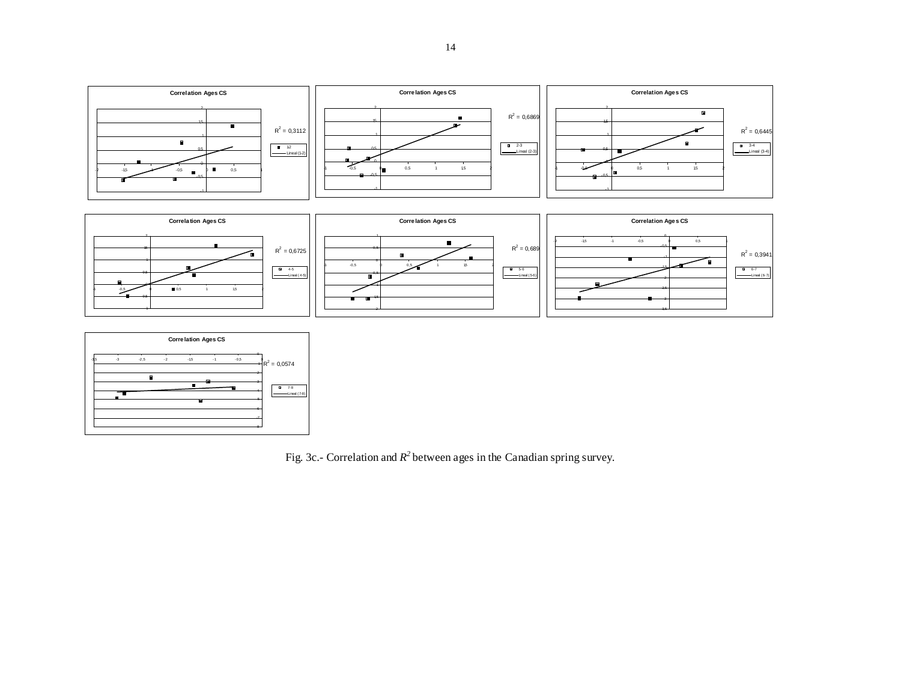Fig. 3c.- Correlation and $R^2$ between ages in the Canadian spring survey.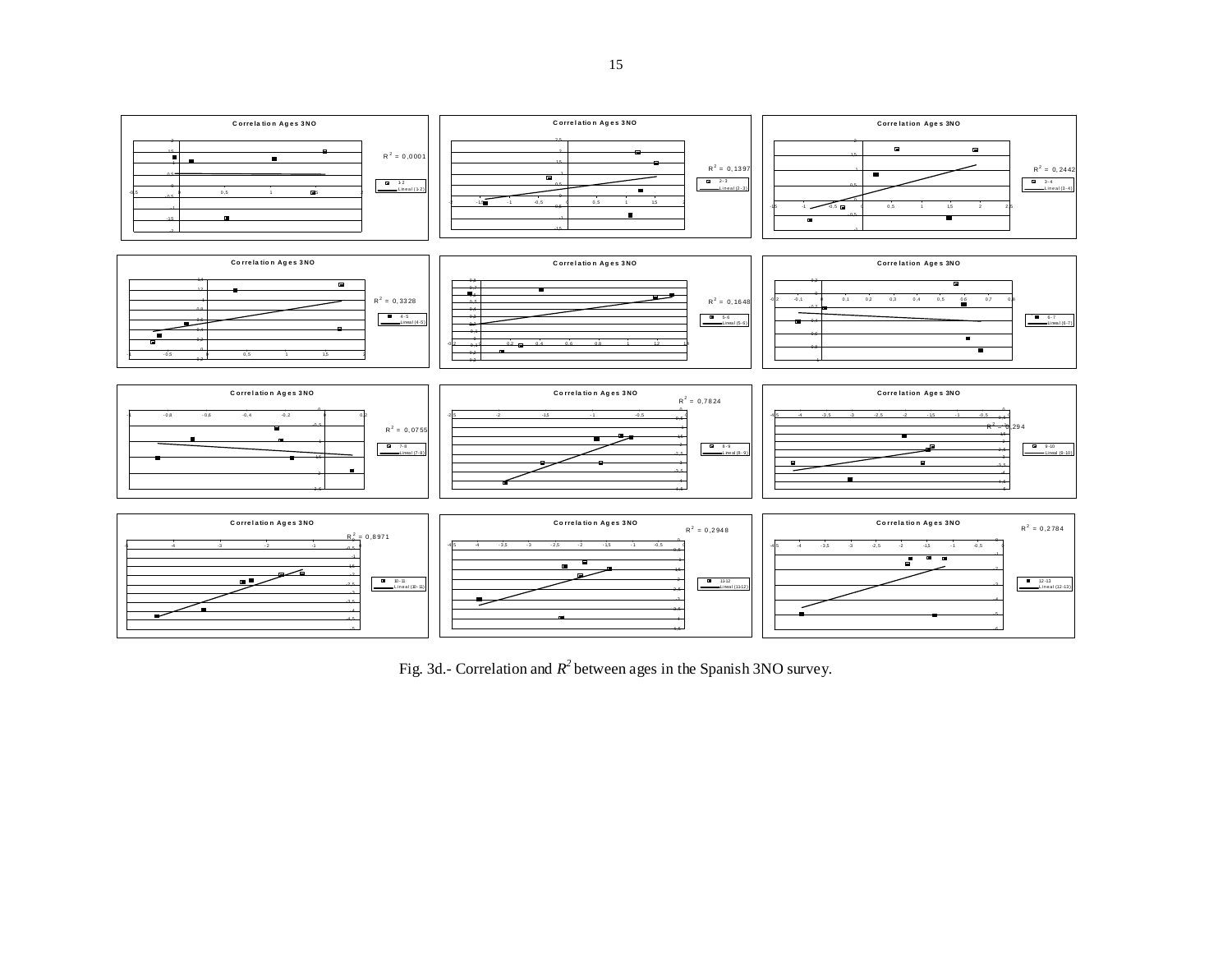Fig. 3d.- Correlation and $R^2$ between ages in the Spanish 3NO survey.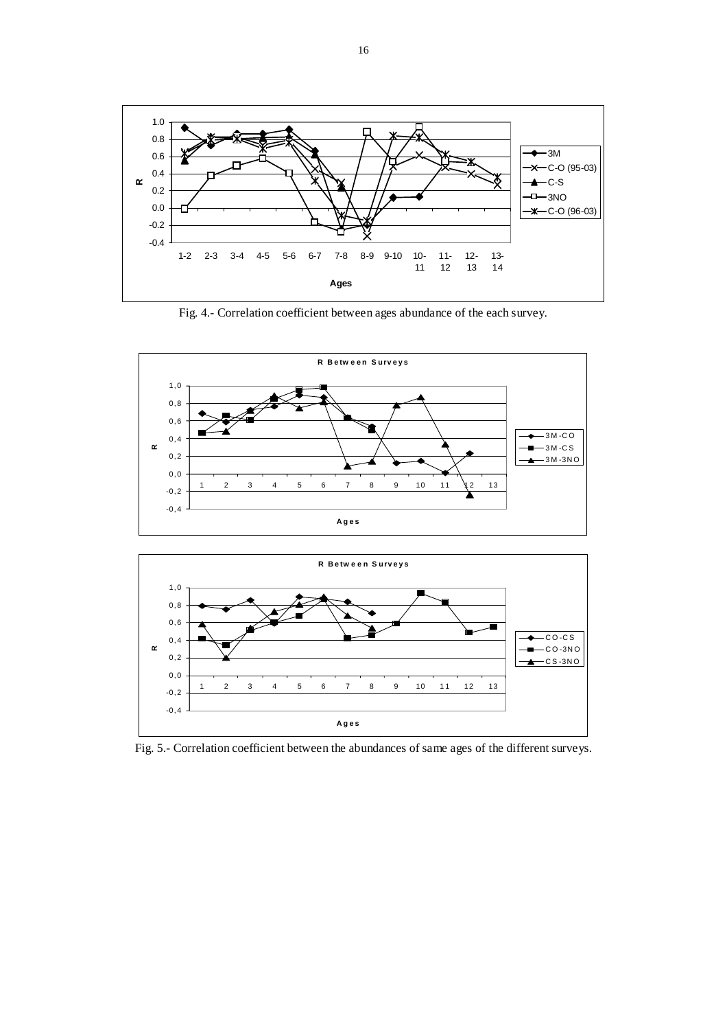Fig. 4.- Correlation coefficient between ages abundance of the each survey.

Fig. 5.- Correlation coefficient between the abundances of same ages of the different surveys.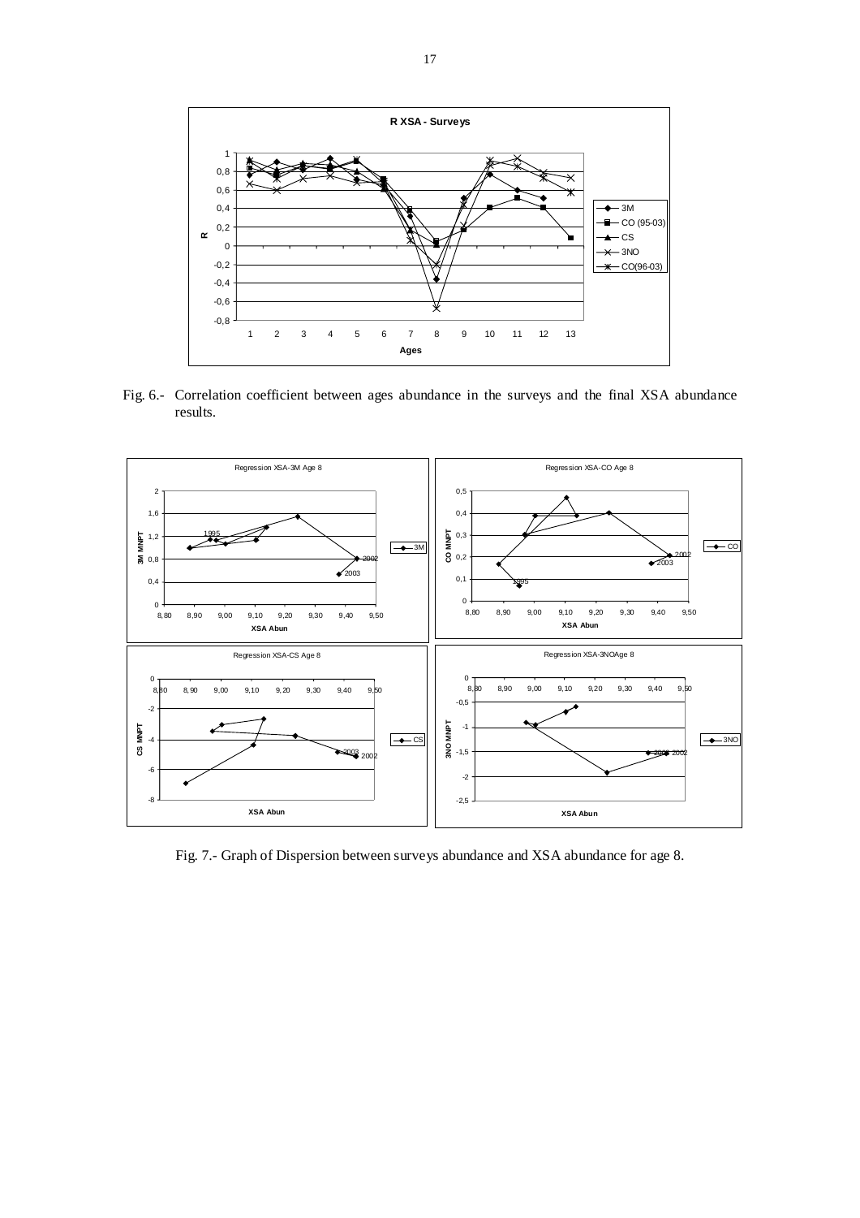R XSA - Surveys

1
0,8
0,6
0,4
0,2
0
-0,2
-0,4
-0,6
-0,8

R

1 2 3 4 5 6 7 8 9 10 11 12 13

Ages

3M
CO (95-03)
CS
3NO
CO(96-03)

Fig. 6.- Correlation coefficient between ages abundance in the surveys and the final XSA abundance results.

Regression XSA-3M Age 8

3M MNPT

XSA Abun

1995
2002
2003

3M

Regression XSA-CO Age 8

CO MNPT

XSA Abun

1995
2002
2003

CO

Regression XSA-CS Age 8

CS MNPT

XSA Abun

2003
2002

CS

Regression XSA-3NOAge 8

3NO MNPT

XSA Abun

2003
2002

3NO

Fig. 7.- Graph of Dispersion between surveys abundance and XSA abundance for age 8.